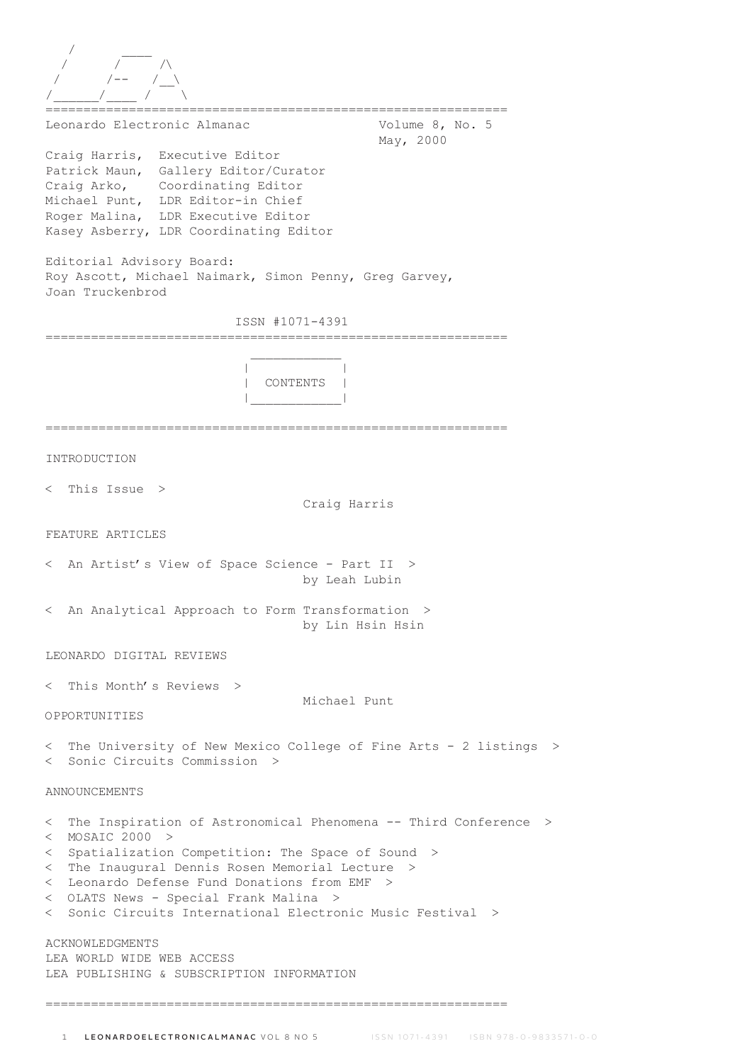```
   /        ____
  /       /     /\
 /       /--   /__\
/______/____ /    \
```

=============================================================

Leonardo Electronic Almanac — Volume 8, No. 5, May, 2000

Craig Harris, Executive Editor
Patrick Maun, Gallery Editor/Curator
Craig Arko, Coordinating Editor
Michael Punt, LDR Editor-in Chief
Roger Malina, LDR Executive Editor
Kasey Asberry, LDR Coordinating Editor

Editorial Advisory Board:
Roy Ascott, Michael Naimark, Simon Penny, Greg Garvey, Joan Truckenbrod

ISSN #1071-4391

=============================================================

## CONTENTS

=============================================================

INTRODUCTION

< This Issue > — Craig Harris

FEATURE ARTICLES

< An Artist's View of Space Science - Part II > — by Leah Lubin

< An Analytical Approach to Form Transformation > — by Lin Hsin Hsin

LEONARDO DIGITAL REVIEWS

< This Month's Reviews > — Michael Punt

OPPORTUNITIES

< The University of New Mexico College of Fine Arts - 2 listings >
< Sonic Circuits Commission >

ANNOUNCEMENTS

< The Inspiration of Astronomical Phenomena -- Third Conference >
< MOSAIC 2000 >
< Spatialization Competition: The Space of Sound >
< The Inaugural Dennis Rosen Memorial Lecture >
< Leonardo Defense Fund Donations from EMF >
< OLATS News - Special Frank Malina >
< Sonic Circuits International Electronic Music Festival >

ACKNOWLEDGMENTS
LEA WORLD WIDE WEB ACCESS
LEA PUBLISHING & SUBSCRIPTION INFORMATION

=============================================================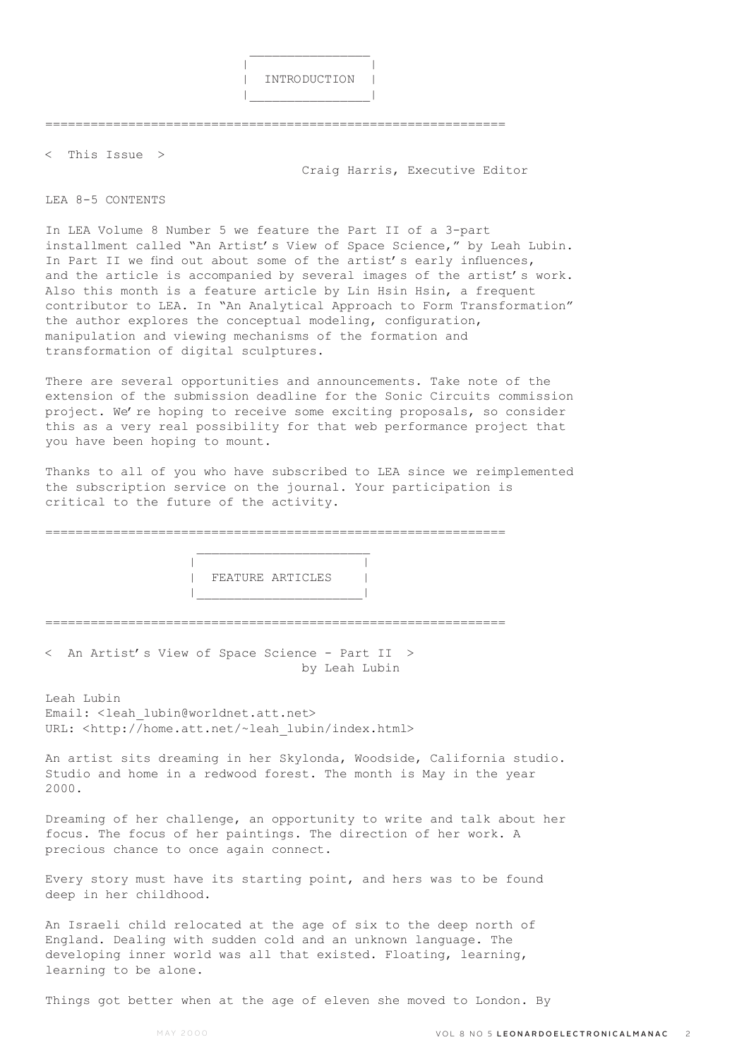## INTRODUCTION

< This Issue >

Craig Harris, Executive Editor

LEA 8-5 CONTENTS

In LEA Volume 8 Number 5 we feature the Part II of a 3-part installment called "An Artist's View of Space Science," by Leah Lubin. In Part II we find out about some of the artist's early influences, and the article is accompanied by several images of the artist's work. Also this month is a feature article by Lin Hsin Hsin, a frequent contributor to LEA. In "An Analytical Approach to Form Transformation" the author explores the conceptual modeling, configuration, manipulation and viewing mechanisms of the formation and transformation of digital sculptures.

There are several opportunities and announcements. Take note of the extension of the submission deadline for the Sonic Circuits commission project. We're hoping to receive some exciting proposals, so consider this as a very real possibility for that web performance project that you have been hoping to mount.

Thanks to all of you who have subscribed to LEA since we reimplemented the subscription service on the journal. Your participation is critical to the future of the activity.

## FEATURE ARTICLES

< An Artist's View of Space Science - Part II >

by Leah Lubin

Leah Lubin
Email: <leah_lubin@worldnet.att.net>
URL: <http://home.att.net/~leah_lubin/index.html>

An artist sits dreaming in her Skylonda, Woodside, California studio. Studio and home in a redwood forest. The month is May in the year 2000.

Dreaming of her challenge, an opportunity to write and talk about her focus. The focus of her paintings. The direction of her work. A precious chance to once again connect.

Every story must have its starting point, and hers was to be found deep in her childhood.

An Israeli child relocated at the age of six to the deep north of England. Dealing with sudden cold and an unknown language. The developing inner world was all that existed. Floating, learning, learning to be alone.

Things got better when at the age of eleven she moved to London. By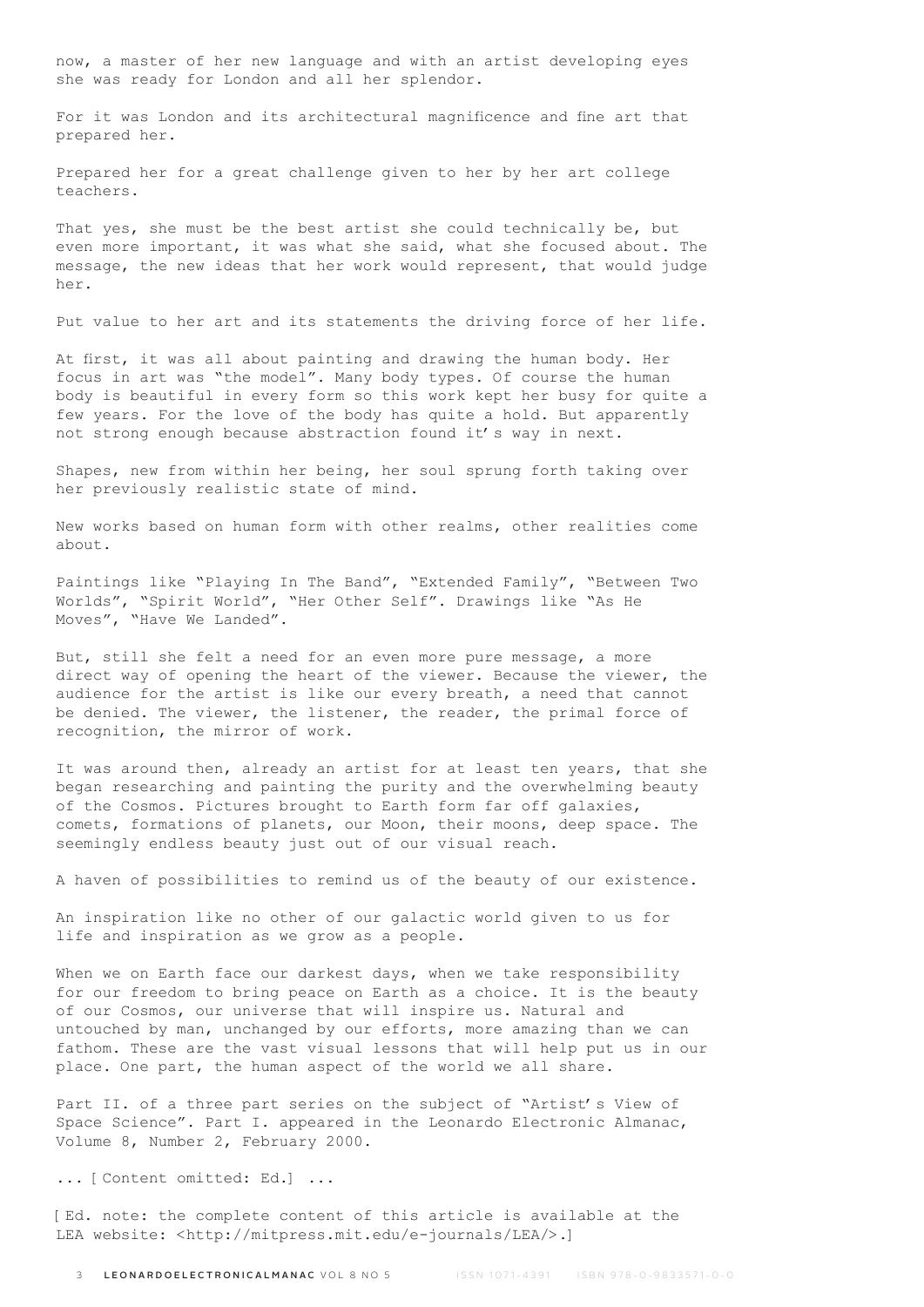now, a master of her new language and with an artist developing eyes she was ready for London and all her splendor.

For it was London and its architectural magnificence and fine art that prepared her.

Prepared her for a great challenge given to her by her art college teachers.

That yes, she must be the best artist she could technically be, but even more important, it was what she said, what she focused about. The message, the new ideas that her work would represent, that would judge her.

Put value to her art and its statements the driving force of her life.

At first, it was all about painting and drawing the human body. Her focus in art was "the model". Many body types. Of course the human body is beautiful in every form so this work kept her busy for quite a few years. For the love of the body has quite a hold. But apparently not strong enough because abstraction found it's way in next.

Shapes, new from within her being, her soul sprung forth taking over her previously realistic state of mind.

New works based on human form with other realms, other realities come about.

Paintings like "Playing In The Band", "Extended Family", "Between Two Worlds", "Spirit World", "Her Other Self". Drawings like "As He Moves", "Have We Landed".

But, still she felt a need for an even more pure message, a more direct way of opening the heart of the viewer. Because the viewer, the audience for the artist is like our every breath, a need that cannot be denied. The viewer, the listener, the reader, the primal force of recognition, the mirror of work.

It was around then, already an artist for at least ten years, that she began researching and painting the purity and the overwhelming beauty of the Cosmos. Pictures brought to Earth form far off galaxies, comets, formations of planets, our Moon, their moons, deep space. The seemingly endless beauty just out of our visual reach.

A haven of possibilities to remind us of the beauty of our existence.

An inspiration like no other of our galactic world given to us for life and inspiration as we grow as a people.

When we on Earth face our darkest days, when we take responsibility for our freedom to bring peace on Earth as a choice. It is the beauty of our Cosmos, our universe that will inspire us. Natural and untouched by man, unchanged by our efforts, more amazing than we can fathom. These are the vast visual lessons that will help put us in our place. One part, the human aspect of the world we all share.

Part II. of a three part series on the subject of "Artist's View of Space Science". Part I. appeared in the Leonardo Electronic Almanac, Volume 8, Number 2, February 2000.

... [ Content omitted: Ed.] ...

[ Ed. note: the complete content of this article is available at the LEA website: <http://mitpress.mit.edu/e-journals/LEA/>.]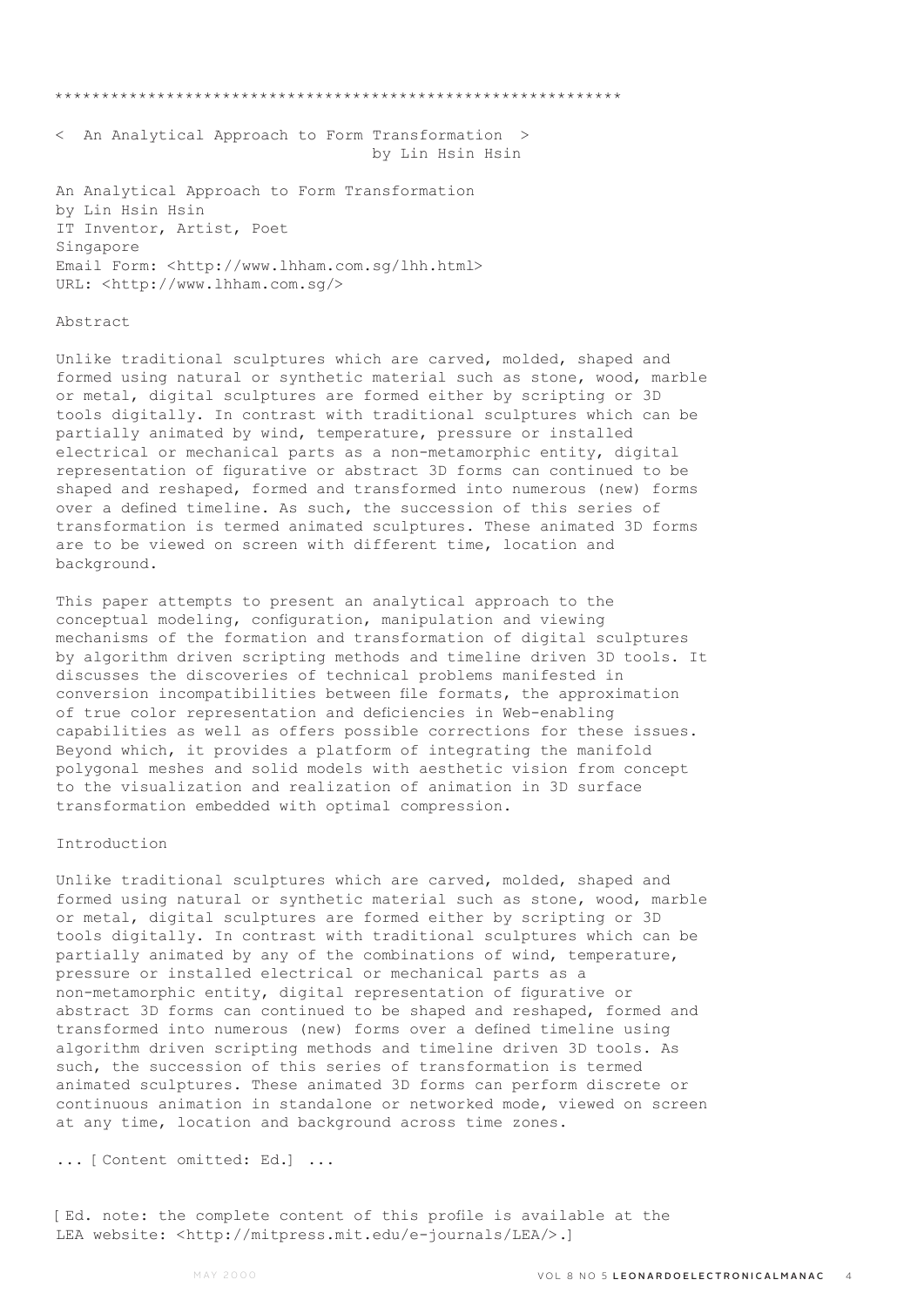************************************************************

< An Analytical Approach to Form Transformation >
by Lin Hsin Hsin

An Analytical Approach to Form Transformation
by Lin Hsin Hsin
IT Inventor, Artist, Poet
Singapore
Email Form: <http://www.lhham.com.sg/lhh.html>
URL: <http://www.lhham.com.sg/>

## Abstract

Unlike traditional sculptures which are carved, molded, shaped and formed using natural or synthetic material such as stone, wood, marble or metal, digital sculptures are formed either by scripting or 3D tools digitally. In contrast with traditional sculptures which can be partially animated by wind, temperature, pressure or installed electrical or mechanical parts as a non-metamorphic entity, digital representation of figurative or abstract 3D forms can continued to be shaped and reshaped, formed and transformed into numerous (new) forms over a defined timeline. As such, the succession of this series of transformation is termed animated sculptures. These animated 3D forms are to be viewed on screen with different time, location and background.

This paper attempts to present an analytical approach to the conceptual modeling, configuration, manipulation and viewing mechanisms of the formation and transformation of digital sculptures by algorithm driven scripting methods and timeline driven 3D tools. It discusses the discoveries of technical problems manifested in conversion incompatibilities between file formats, the approximation of true color representation and deficiencies in Web-enabling capabilities as well as offers possible corrections for these issues. Beyond which, it provides a platform of integrating the manifold polygonal meshes and solid models with aesthetic vision from concept to the visualization and realization of animation in 3D surface transformation embedded with optimal compression.

## Introduction

Unlike traditional sculptures which are carved, molded, shaped and formed using natural or synthetic material such as stone, wood, marble or metal, digital sculptures are formed either by scripting or 3D tools digitally. In contrast with traditional sculptures which can be partially animated by any of the combinations of wind, temperature, pressure or installed electrical or mechanical parts as a non-metamorphic entity, digital representation of figurative or abstract 3D forms can continued to be shaped and reshaped, formed and transformed into numerous (new) forms over a defined timeline using algorithm driven scripting methods and timeline driven 3D tools. As such, the succession of this series of transformation is termed animated sculptures. These animated 3D forms can perform discrete or continuous animation in standalone or networked mode, viewed on screen at any time, location and background across time zones.

... [ Content omitted: Ed.] ...

[ Ed. note: the complete content of this profile is available at the LEA website: <http://mitpress.mit.edu/e-journals/LEA/>.]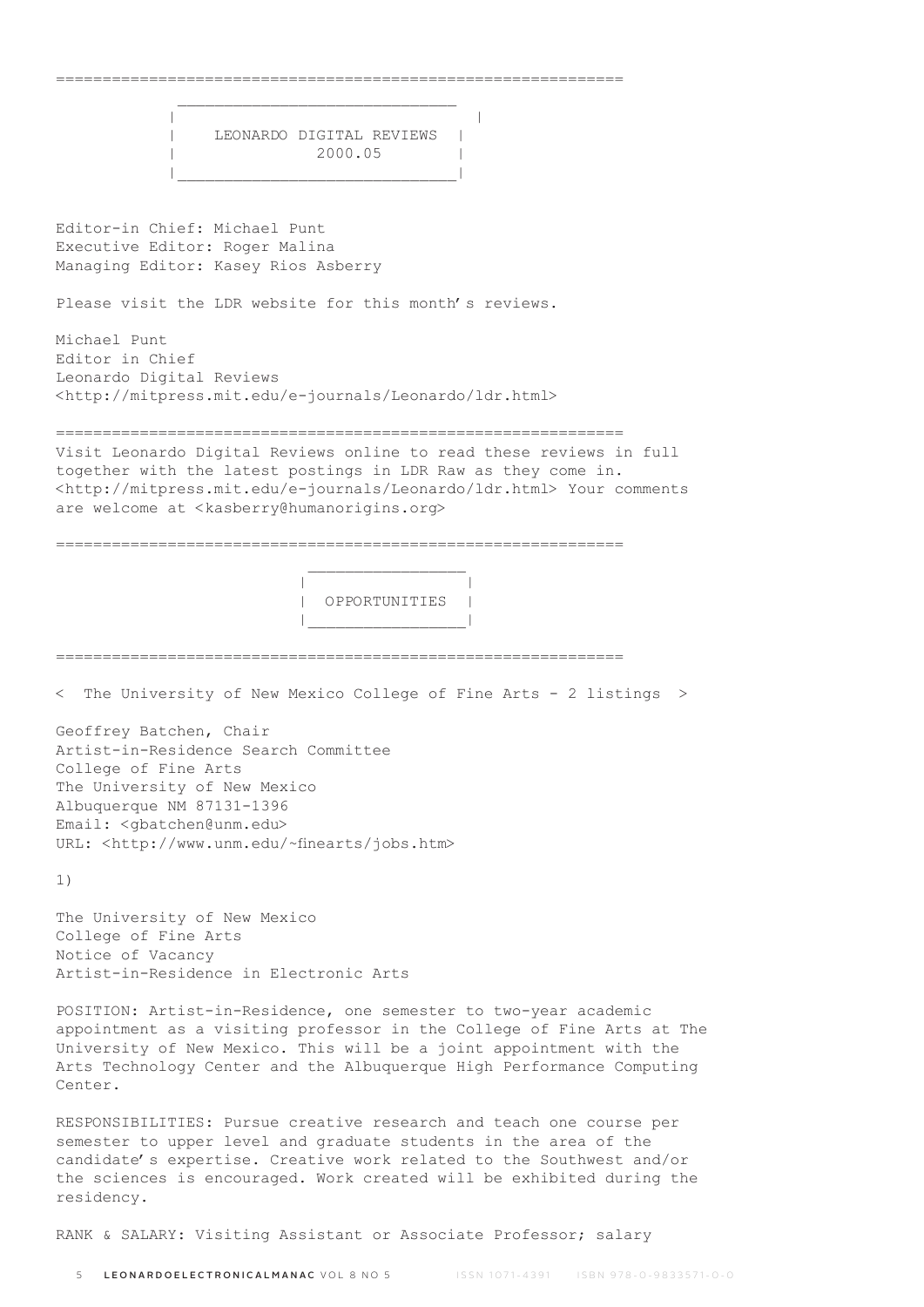## LEONARDO DIGITAL REVIEWS 2000.05

Editor-in Chief: Michael Punt
Executive Editor: Roger Malina
Managing Editor: Kasey Rios Asberry

Please visit the LDR website for this month's reviews.

Michael Punt
Editor in Chief
Leonardo Digital Reviews
<http://mitpress.mit.edu/e-journals/Leonardo/ldr.html>

---

Visit Leonardo Digital Reviews online to read these reviews in full together with the latest postings in LDR Raw as they come in. <http://mitpress.mit.edu/e-journals/Leonardo/ldr.html> Your comments are welcome at <kasberry@humanorigins.org>

---

## OPPORTUNITIES

---

< The University of New Mexico College of Fine Arts - 2 listings >

Geoffrey Batchen, Chair
Artist-in-Residence Search Committee
College of Fine Arts
The University of New Mexico
Albuquerque NM 87131-1396
Email: <gbatchen@unm.edu>
URL: <http://www.unm.edu/~finearts/jobs.htm>

1)

The University of New Mexico
College of Fine Arts
Notice of Vacancy
Artist-in-Residence in Electronic Arts

POSITION: Artist-in-Residence, one semester to two-year academic appointment as a visiting professor in the College of Fine Arts at The University of New Mexico. This will be a joint appointment with the Arts Technology Center and the Albuquerque High Performance Computing Center.

RESPONSIBILITIES: Pursue creative research and teach one course per semester to upper level and graduate students in the area of the candidate's expertise. Creative work related to the Southwest and/or the sciences is encouraged. Work created will be exhibited during the residency.

RANK & SALARY: Visiting Assistant or Associate Professor; salary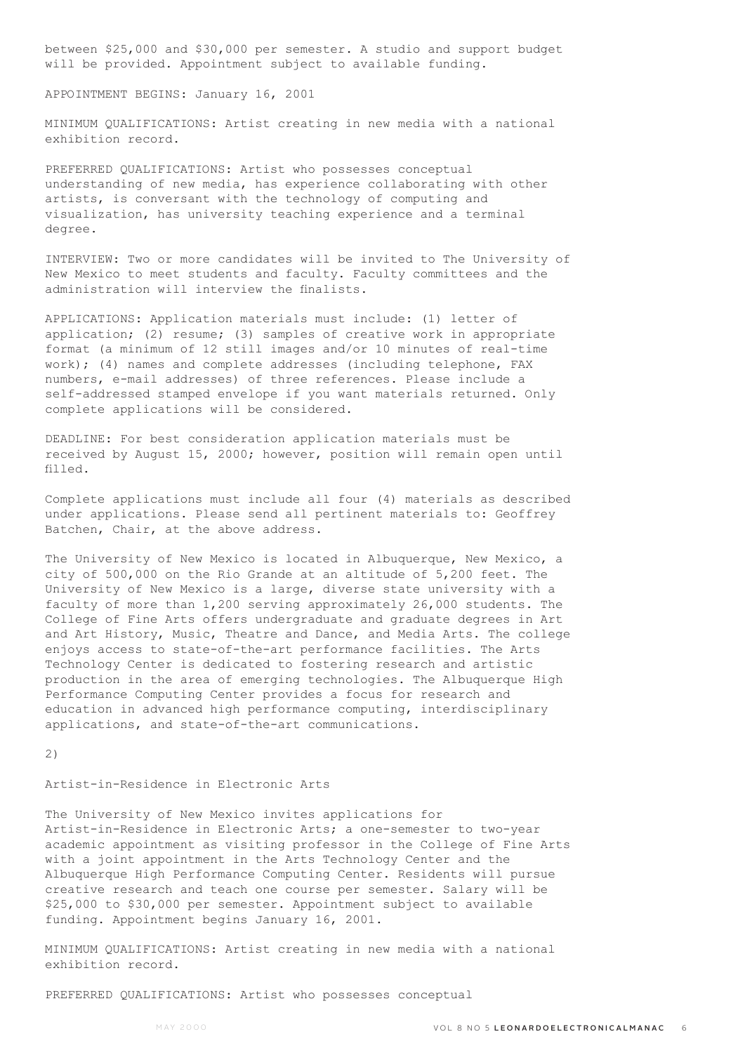between $25,000 and $30,000 per semester. A studio and support budget will be provided. Appointment subject to available funding.

APPOINTMENT BEGINS: January 16, 2001

MINIMUM QUALIFICATIONS: Artist creating in new media with a national exhibition record.

PREFERRED QUALIFICATIONS: Artist who possesses conceptual understanding of new media, has experience collaborating with other artists, is conversant with the technology of computing and visualization, has university teaching experience and a terminal degree.

INTERVIEW: Two or more candidates will be invited to The University of New Mexico to meet students and faculty. Faculty committees and the administration will interview the finalists.

APPLICATIONS: Application materials must include: (1) letter of application; (2) resume; (3) samples of creative work in appropriate format (a minimum of 12 still images and/or 10 minutes of real-time work); (4) names and complete addresses (including telephone, FAX numbers, e-mail addresses) of three references. Please include a self-addressed stamped envelope if you want materials returned. Only complete applications will be considered.

DEADLINE: For best consideration application materials must be received by August 15, 2000; however, position will remain open until filled.

Complete applications must include all four (4) materials as described under applications. Please send all pertinent materials to: Geoffrey Batchen, Chair, at the above address.

The University of New Mexico is located in Albuquerque, New Mexico, a city of 500,000 on the Rio Grande at an altitude of 5,200 feet. The University of New Mexico is a large, diverse state university with a faculty of more than 1,200 serving approximately 26,000 students. The College of Fine Arts offers undergraduate and graduate degrees in Art and Art History, Music, Theatre and Dance, and Media Arts. The college enjoys access to state-of-the-art performance facilities. The Arts Technology Center is dedicated to fostering research and artistic production in the area of emerging technologies. The Albuquerque High Performance Computing Center provides a focus for research and education in advanced high performance computing, interdisciplinary applications, and state-of-the-art communications.

2)

Artist-in-Residence in Electronic Arts

The University of New Mexico invites applications for Artist-in-Residence in Electronic Arts; a one-semester to two-year academic appointment as visiting professor in the College of Fine Arts with a joint appointment in the Arts Technology Center and the Albuquerque High Performance Computing Center. Residents will pursue creative research and teach one course per semester. Salary will be $25,000 to $30,000 per semester. Appointment subject to available funding. Appointment begins January 16, 2001.

MINIMUM QUALIFICATIONS: Artist creating in new media with a national exhibition record.

PREFERRED QUALIFICATIONS: Artist who possesses conceptual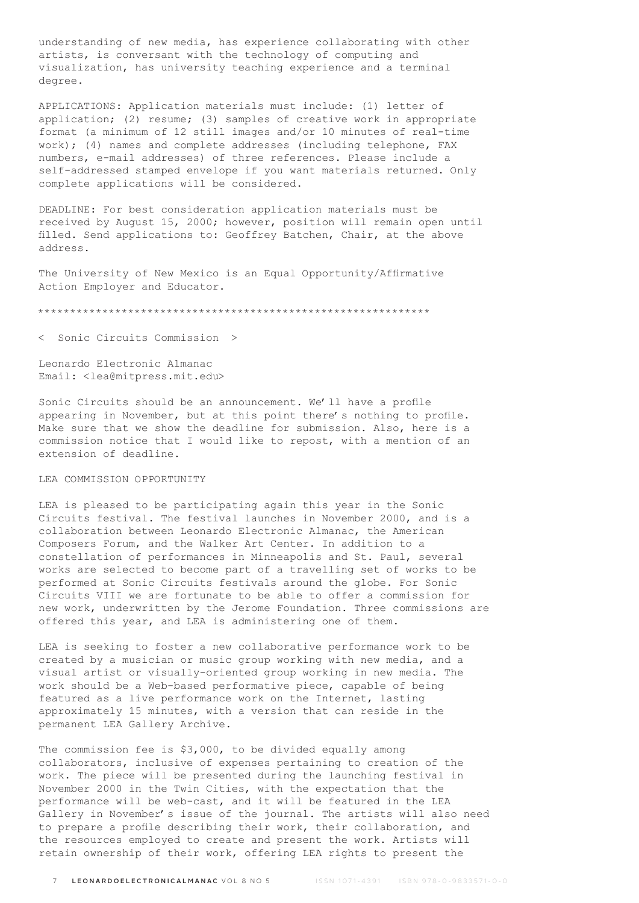understanding of new media, has experience collaborating with other artists, is conversant with the technology of computing and visualization, has university teaching experience and a terminal degree.

APPLICATIONS: Application materials must include: (1) letter of application; (2) resume; (3) samples of creative work in appropriate format (a minimum of 12 still images and/or 10 minutes of real-time work); (4) names and complete addresses (including telephone, FAX numbers, e-mail addresses) of three references. Please include a self-addressed stamped envelope if you want materials returned. Only complete applications will be considered.

DEADLINE: For best consideration application materials must be received by August 15, 2000; however, position will remain open until filled. Send applications to: Geoffrey Batchen, Chair, at the above address.

The University of New Mexico is an Equal Opportunity/Affirmative Action Employer and Educator.

*************************************************************

< Sonic Circuits Commission >

Leonardo Electronic Almanac
Email: <lea@mitpress.mit.edu>

Sonic Circuits should be an announcement. We'll have a profile appearing in November, but at this point there's nothing to profile. Make sure that we show the deadline for submission. Also, here is a commission notice that I would like to repost, with a mention of an extension of deadline.

LEA COMMISSION OPPORTUNITY

LEA is pleased to be participating again this year in the Sonic Circuits festival. The festival launches in November 2000, and is a collaboration between Leonardo Electronic Almanac, the American Composers Forum, and the Walker Art Center. In addition to a constellation of performances in Minneapolis and St. Paul, several works are selected to become part of a travelling set of works to be performed at Sonic Circuits festivals around the globe. For Sonic Circuits VIII we are fortunate to be able to offer a commission for new work, underwritten by the Jerome Foundation. Three commissions are offered this year, and LEA is administering one of them.

LEA is seeking to foster a new collaborative performance work to be created by a musician or music group working with new media, and a visual artist or visually-oriented group working in new media. The work should be a Web-based performative piece, capable of being featured as a live performance work on the Internet, lasting approximately 15 minutes, with a version that can reside in the permanent LEA Gallery Archive.

The commission fee is $3,000, to be divided equally among collaborators, inclusive of expenses pertaining to creation of the work. The piece will be presented during the launching festival in November 2000 in the Twin Cities, with the expectation that the performance will be web-cast, and it will be featured in the LEA Gallery in November's issue of the journal. The artists will also need to prepare a profile describing their work, their collaboration, and the resources employed to create and present the work. Artists will retain ownership of their work, offering LEA rights to present the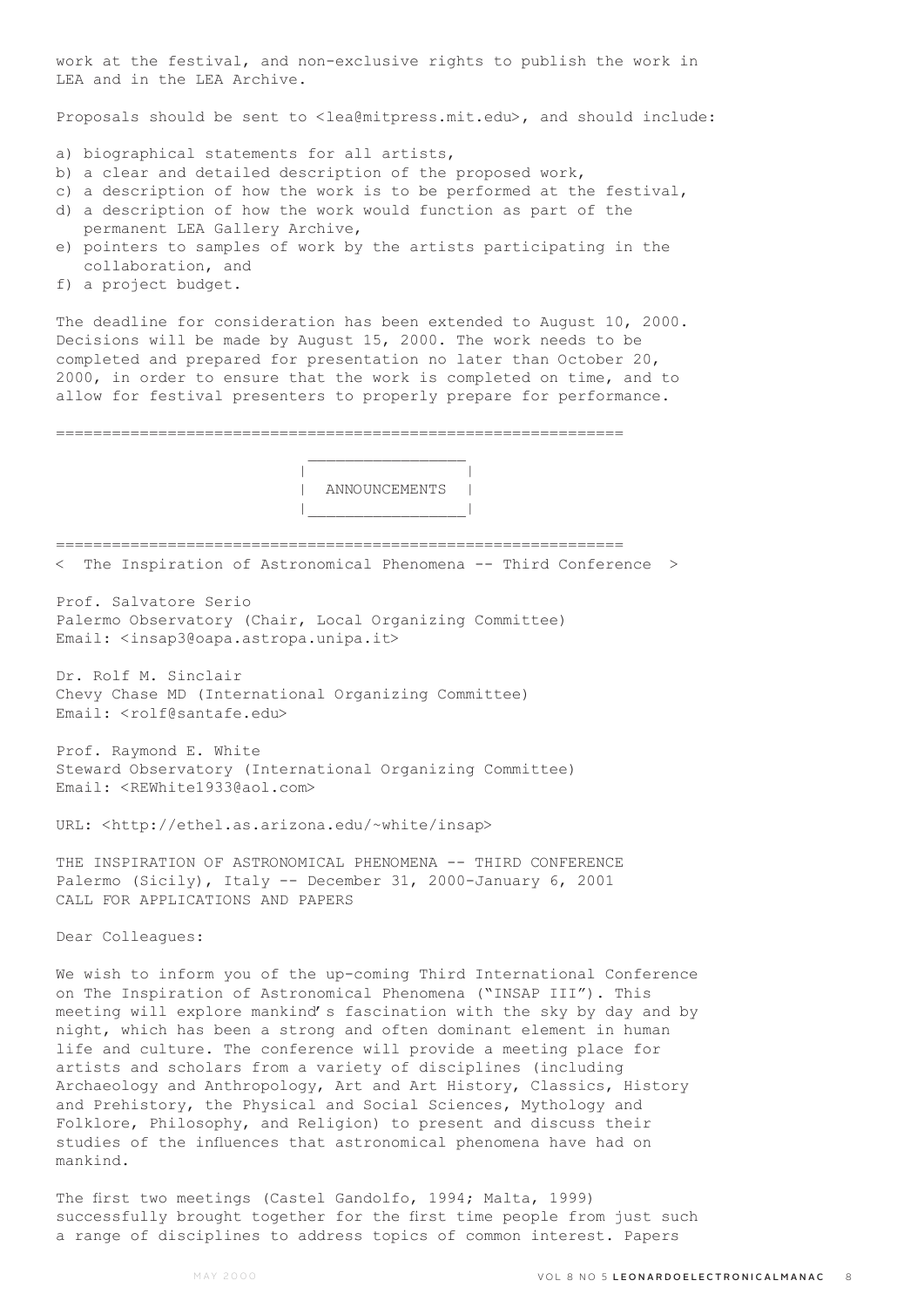work at the festival, and non-exclusive rights to publish the work in LEA and in the LEA Archive.

Proposals should be sent to <lea@mitpress.mit.edu>, and should include:

a) biographical statements for all artists,
b) a clear and detailed description of the proposed work,
c) a description of how the work is to be performed at the festival,
d) a description of how the work would function as part of the permanent LEA Gallery Archive,
e) pointers to samples of work by the artists participating in the collaboration, and
f) a project budget.

The deadline for consideration has been extended to August 10, 2000. Decisions will be made by August 15, 2000. The work needs to be completed and prepared for presentation no later than October 20, 2000, in order to ensure that the work is completed on time, and to allow for festival presenters to properly prepare for performance.

---

# ANNOUNCEMENTS

---

## < The Inspiration of Astronomical Phenomena -- Third Conference >

Prof. Salvatore Serio
Palermo Observatory (Chair, Local Organizing Committee)
Email: <insap3@oapa.astropa.unipa.it>

Dr. Rolf M. Sinclair
Chevy Chase MD (International Organizing Committee)
Email: <rolf@santafe.edu>

Prof. Raymond E. White
Steward Observatory (International Organizing Committee)
Email: <REWhite1933@aol.com>

URL: <http://ethel.as.arizona.edu/~white/insap>

THE INSPIRATION OF ASTRONOMICAL PHENOMENA -- THIRD CONFERENCE
Palermo (Sicily), Italy -- December 31, 2000-January 6, 2001
CALL FOR APPLICATIONS AND PAPERS

Dear Colleagues:

We wish to inform you of the up-coming Third International Conference on The Inspiration of Astronomical Phenomena ("INSAP III"). This meeting will explore mankind's fascination with the sky by day and by night, which has been a strong and often dominant element in human life and culture. The conference will provide a meeting place for artists and scholars from a variety of disciplines (including Archaeology and Anthropology, Art and Art History, Classics, History and Prehistory, the Physical and Social Sciences, Mythology and Folklore, Philosophy, and Religion) to present and discuss their studies of the influences that astronomical phenomena have had on mankind.

The first two meetings (Castel Gandolfo, 1994; Malta, 1999) successfully brought together for the first time people from just such a range of disciplines to address topics of common interest. Papers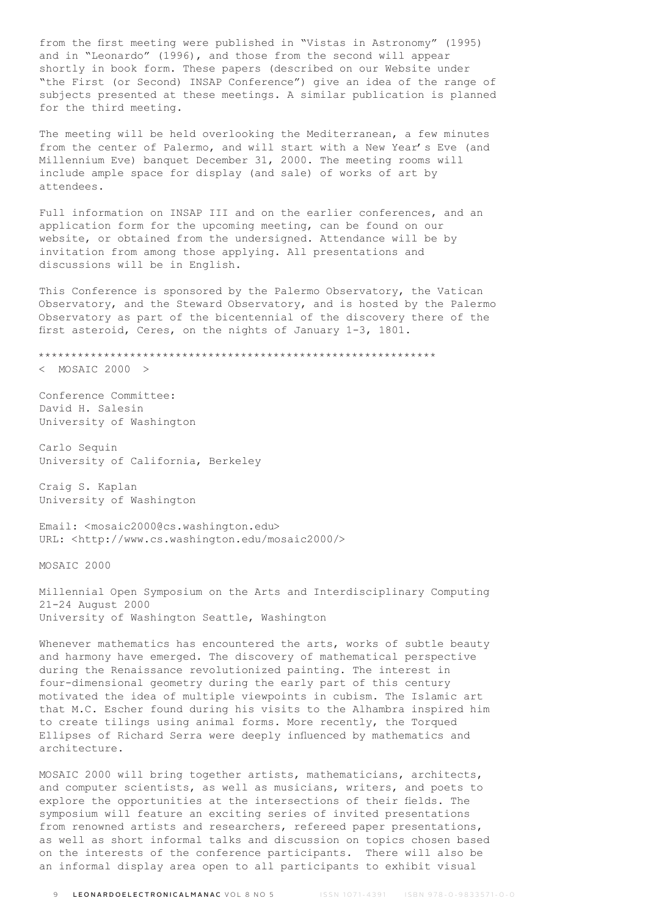from the first meeting were published in "Vistas in Astronomy" (1995) and in "Leonardo" (1996), and those from the second will appear shortly in book form. These papers (described on our Website under "the First (or Second) INSAP Conference") give an idea of the range of subjects presented at these meetings. A similar publication is planned for the third meeting.

The meeting will be held overlooking the Mediterranean, a few minutes from the center of Palermo, and will start with a New Year's Eve (and Millennium Eve) banquet December 31, 2000. The meeting rooms will include ample space for display (and sale) of works of art by attendees.

Full information on INSAP III and on the earlier conferences, and an application form for the upcoming meeting, can be found on our website, or obtained from the undersigned. Attendance will be by invitation from among those applying. All presentations and discussions will be in English.

This Conference is sponsored by the Palermo Observatory, the Vatican Observatory, and the Steward Observatory, and is hosted by the Palermo Observatory as part of the bicentennial of the discovery there of the first asteroid, Ceres, on the nights of January 1-3, 1801.

************************************************************

< MOSAIC 2000 >

Conference Committee:
David H. Salesin
University of Washington

Carlo Sequin
University of California, Berkeley

Craig S. Kaplan
University of Washington

Email: <mosaic2000@cs.washington.edu>
URL: <http://www.cs.washington.edu/mosaic2000/>

MOSAIC 2000

Millennial Open Symposium on the Arts and Interdisciplinary Computing
21-24 August 2000
University of Washington Seattle, Washington

Whenever mathematics has encountered the arts, works of subtle beauty and harmony have emerged. The discovery of mathematical perspective during the Renaissance revolutionized painting. The interest in four-dimensional geometry during the early part of this century motivated the idea of multiple viewpoints in cubism. The Islamic art that M.C. Escher found during his visits to the Alhambra inspired him to create tilings using animal forms. More recently, the Torqued Ellipses of Richard Serra were deeply influenced by mathematics and architecture.

MOSAIC 2000 will bring together artists, mathematicians, architects, and computer scientists, as well as musicians, writers, and poets to explore the opportunities at the intersections of their fields. The symposium will feature an exciting series of invited presentations from renowned artists and researchers, refereed paper presentations, as well as short informal talks and discussion on topics chosen based on the interests of the conference participants. There will also be an informal display area open to all participants to exhibit visual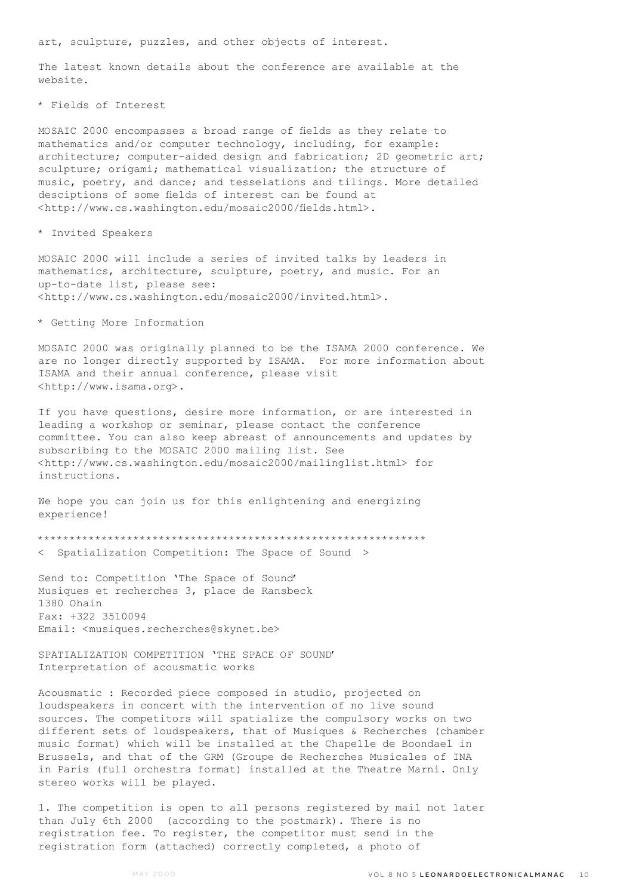art, sculpture, puzzles, and other objects of interest.

The latest known details about the conference are available at the website.

* Fields of Interest

MOSAIC 2000 encompasses a broad range of fields as they relate to mathematics and/or computer technology, including, for example: architecture; computer-aided design and fabrication; 2D geometric art; sculpture; origami; mathematical visualization; the structure of music, poetry, and dance; and tesselations and tilings. More detailed desciptions of some fields of interest can be found at <http://www.cs.washington.edu/mosaic2000/fields.html>.

* Invited Speakers

MOSAIC 2000 will include a series of invited talks by leaders in mathematics, architecture, sculpture, poetry, and music. For an up-to-date list, please see: <http://www.cs.washington.edu/mosaic2000/invited.html>.

* Getting More Information

MOSAIC 2000 was originally planned to be the ISAMA 2000 conference. We are no longer directly supported by ISAMA. For more information about ISAMA and their annual conference, please visit <http://www.isama.org>.

If you have questions, desire more information, or are interested in leading a workshop or seminar, please contact the conference committee. You can also keep abreast of announcements and updates by subscribing to the MOSAIC 2000 mailing list. See <http://www.cs.washington.edu/mosaic2000/mailinglist.html> for instructions.

We hope you can join us for this enlightening and energizing experience!

************************************************************

< Spatialization Competition: The Space of Sound >

Send to: Competition 'The Space of Sound'
Musiques et recherches 3, place de Ransbeck
1380 Ohain
Fax: +322 3510094
Email: <musiques.recherches@skynet.be>

SPATIALIZATION COMPETITION 'THE SPACE OF SOUND'
Interpretation of acousmatic works

Acousmatic : Recorded piece composed in studio, projected on loudspeakers in concert with the intervention of no live sound sources. The competitors will spatialize the compulsory works on two different sets of loudspeakers, that of Musiques & Recherches (chamber music format) which will be installed at the Chapelle de Boondael in Brussels, and that of the GRM (Groupe de Recherches Musicales of INA in Paris (full orchestra format) installed at the Theatre Marni. Only stereo works will be played.

1. The competition is open to all persons registered by mail not later than July 6th 2000 (according to the postmark). There is no registration fee. To register, the competitor must send in the registration form (attached) correctly completed, a photo of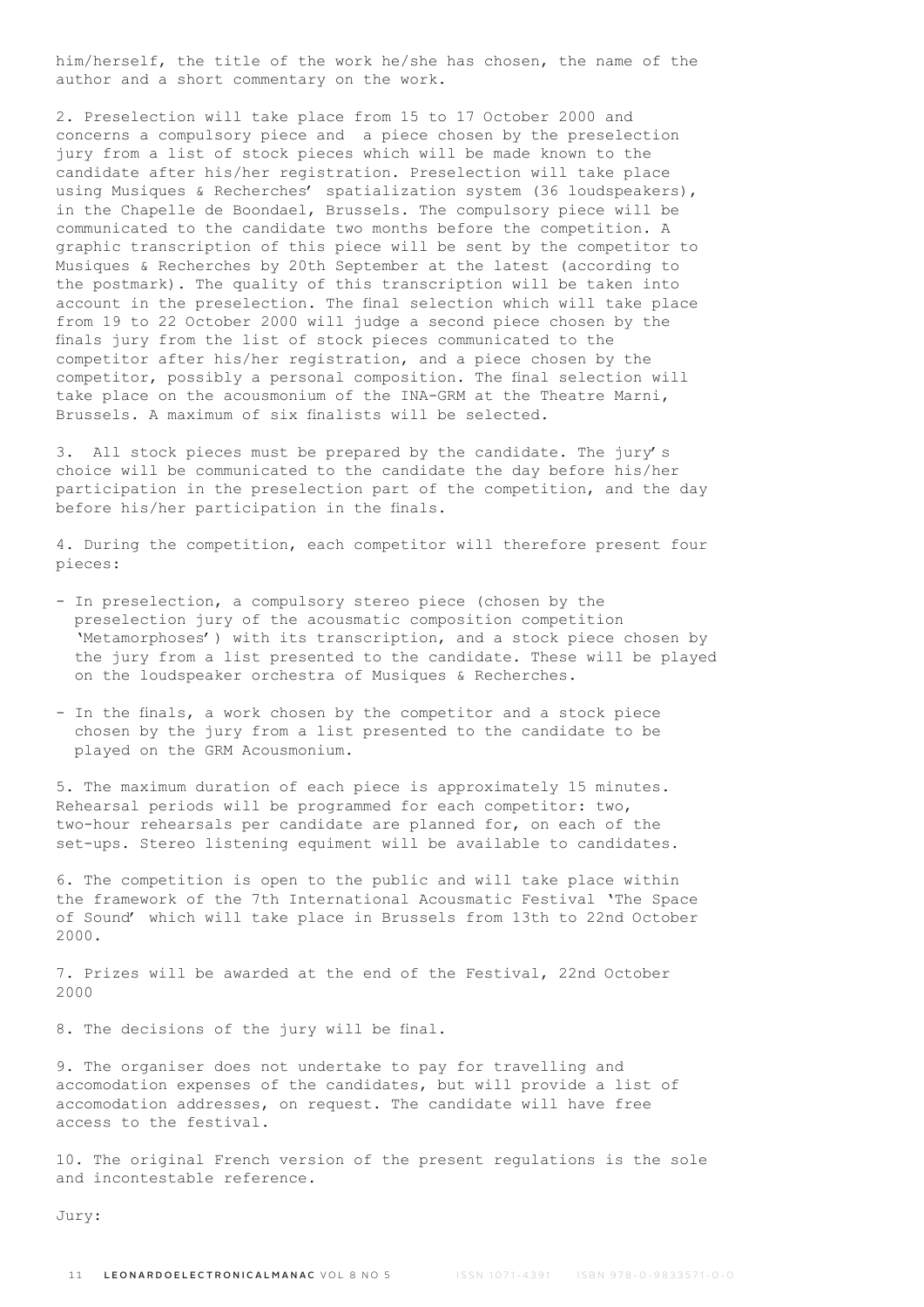him/herself, the title of the work he/she has chosen, the name of the author and a short commentary on the work.

2. Preselection will take place from 15 to 17 October 2000 and concerns a compulsory piece and a piece chosen by the preselection jury from a list of stock pieces which will be made known to the candidate after his/her registration. Preselection will take place using Musiques & Recherches' spatialization system (36 loudspeakers), in the Chapelle de Boondael, Brussels. The compulsory piece will be communicated to the candidate two months before the competition. A graphic transcription of this piece will be sent by the competitor to Musiques & Recherches by 20th September at the latest (according to the postmark). The quality of this transcription will be taken into account in the preselection. The final selection which will take place from 19 to 22 October 2000 will judge a second piece chosen by the finals jury from the list of stock pieces communicated to the competitor after his/her registration, and a piece chosen by the competitor, possibly a personal composition. The final selection will take place on the acousmonium of the INA-GRM at the Theatre Marni, Brussels. A maximum of six finalists will be selected.

3. All stock pieces must be prepared by the candidate. The jury's choice will be communicated to the candidate the day before his/her participation in the preselection part of the competition, and the day before his/her participation in the finals.

4. During the competition, each competitor will therefore present four pieces:

- In preselection, a compulsory stereo piece (chosen by the preselection jury of the acousmatic composition competition 'Metamorphoses') with its transcription, and a stock piece chosen by the jury from a list presented to the candidate. These will be played on the loudspeaker orchestra of Musiques & Recherches.
- In the finals, a work chosen by the competitor and a stock piece chosen by the jury from a list presented to the candidate to be played on the GRM Acousmonium.

5. The maximum duration of each piece is approximately 15 minutes. Rehearsal periods will be programmed for each competitor: two, two-hour rehearsals per candidate are planned for, on each of the set-ups. Stereo listening equiment will be available to candidates.

6. The competition is open to the public and will take place within the framework of the 7th International Acousmatic Festival 'The Space of Sound' which will take place in Brussels from 13th to 22nd October 2000.

7. Prizes will be awarded at the end of the Festival, 22nd October 2000

8. The decisions of the jury will be final.

9. The organiser does not undertake to pay for travelling and accomodation expenses of the candidates, but will provide a list of accomodation addresses, on request. The candidate will have free access to the festival.

10. The original French version of the present regulations is the sole and incontestable reference.

Jury: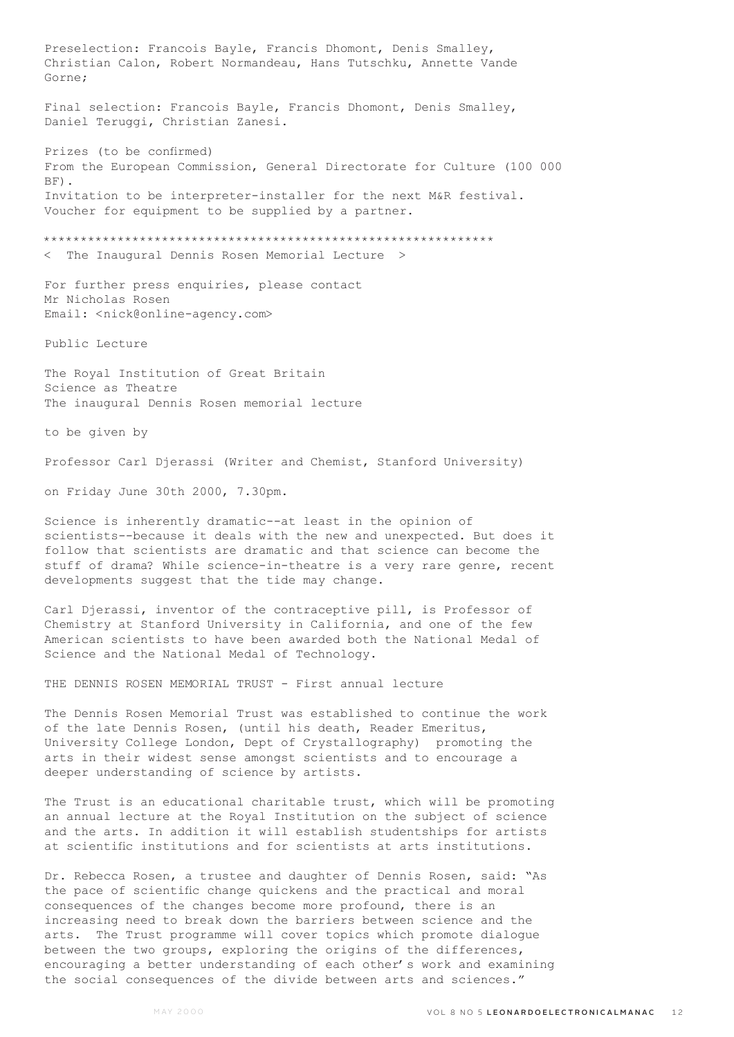Preselection: Francois Bayle, Francis Dhomont, Denis Smalley, Christian Calon, Robert Normandeau, Hans Tutschku, Annette Vande Gorne;

Final selection: Francois Bayle, Francis Dhomont, Denis Smalley, Daniel Teruggi, Christian Zanesi.

Prizes (to be confirmed)
From the European Commission, General Directorate for Culture (100 000 BF).
Invitation to be interpreter-installer for the next M&R festival.
Voucher for equipment to be supplied by a partner.

************************************************************

< The Inaugural Dennis Rosen Memorial Lecture >

For further press enquiries, please contact
Mr Nicholas Rosen
Email: <nick@online-agency.com>

Public Lecture

The Royal Institution of Great Britain
Science as Theatre
The inaugural Dennis Rosen memorial lecture

to be given by

Professor Carl Djerassi (Writer and Chemist, Stanford University)

on Friday June 30th 2000, 7.30pm.

Science is inherently dramatic--at least in the opinion of scientists--because it deals with the new and unexpected. But does it follow that scientists are dramatic and that science can become the stuff of drama? While science-in-theatre is a very rare genre, recent developments suggest that the tide may change.

Carl Djerassi, inventor of the contraceptive pill, is Professor of Chemistry at Stanford University in California, and one of the few American scientists to have been awarded both the National Medal of Science and the National Medal of Technology.

THE DENNIS ROSEN MEMORIAL TRUST - First annual lecture

The Dennis Rosen Memorial Trust was established to continue the work of the late Dennis Rosen, (until his death, Reader Emeritus, University College London, Dept of Crystallography) promoting the arts in their widest sense amongst scientists and to encourage a deeper understanding of science by artists.

The Trust is an educational charitable trust, which will be promoting an annual lecture at the Royal Institution on the subject of science and the arts. In addition it will establish studentships for artists at scientific institutions and for scientists at arts institutions.

Dr. Rebecca Rosen, a trustee and daughter of Dennis Rosen, said: "As the pace of scientific change quickens and the practical and moral consequences of the changes become more profound, there is an increasing need to break down the barriers between science and the arts. The Trust programme will cover topics which promote dialogue between the two groups, exploring the origins of the differences, encouraging a better understanding of each other's work and examining the social consequences of the divide between arts and sciences."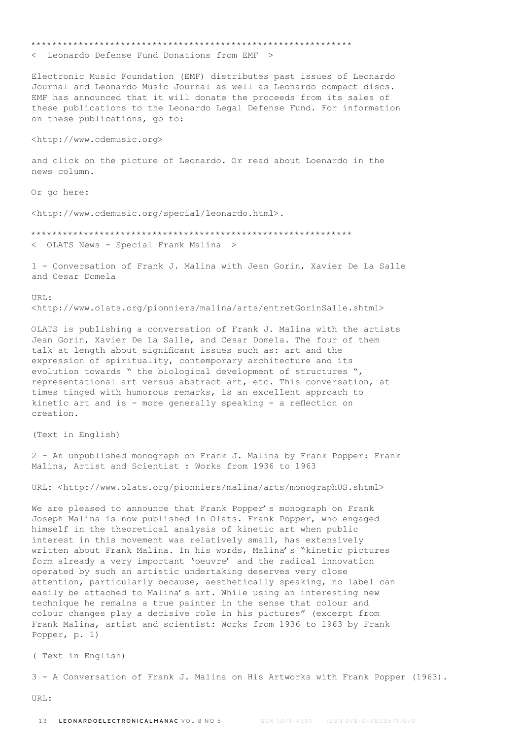************************************************************

< Leonardo Defense Fund Donations from EMF >

Electronic Music Foundation (EMF) distributes past issues of Leonardo Journal and Leonardo Music Journal as well as Leonardo compact discs. EMF has announced that it will donate the proceeds from its sales of these publications to the Leonardo Legal Defense Fund. For information on these publications, go to:

<http://www.cdemusic.org>

and click on the picture of Leonardo. Or read about Loenardo in the news column.

Or go here:

<http://www.cdemusic.org/special/leonardo.html>.

************************************************************

< OLATS News - Special Frank Malina >

1 - Conversation of Frank J. Malina with Jean Gorin, Xavier De La Salle and Cesar Domela

URL:
<http://www.olats.org/pionniers/malina/arts/entretGorinSalle.shtml>

OLATS is publishing a conversation of Frank J. Malina with the artists Jean Gorin, Xavier De La Salle, and Cesar Domela. The four of them talk at length about significant issues such as: art and the expression of spirituality, contemporary architecture and its evolution towards " the biological development of structures ", representational art versus abstract art, etc. This conversation, at times tinged with humorous remarks, is an excellent approach to kinetic art and is - more generally speaking - a reflection on creation.

(Text in English)

2 - An unpublished monograph on Frank J. Malina by Frank Popper: Frank Malina, Artist and Scientist : Works from 1936 to 1963

URL: <http://www.olats.org/pionniers/malina/arts/monographUS.shtml>

We are pleased to announce that Frank Popper's monograph on Frank Joseph Malina is now published in Olats. Frank Popper, who engaged himself in the theoretical analysis of kinetic art when public interest in this movement was relatively small, has extensively written about Frank Malina. In his words, Malina's "kinetic pictures form already a very important 'oeuvre' and the radical innovation operated by such an artistic undertaking deserves very close attention, particularly because, aesthetically speaking, no label can easily be attached to Malina's art. While using an interesting new technique he remains a true painter in the sense that colour and colour changes play a decisive role in his pictures" (excerpt from Frank Malina, artist and scientist: Works from 1936 to 1963 by Frank Popper, p. 1)

( Text in English)

3 - A Conversation of Frank J. Malina on His Artworks with Frank Popper (1963).

URL: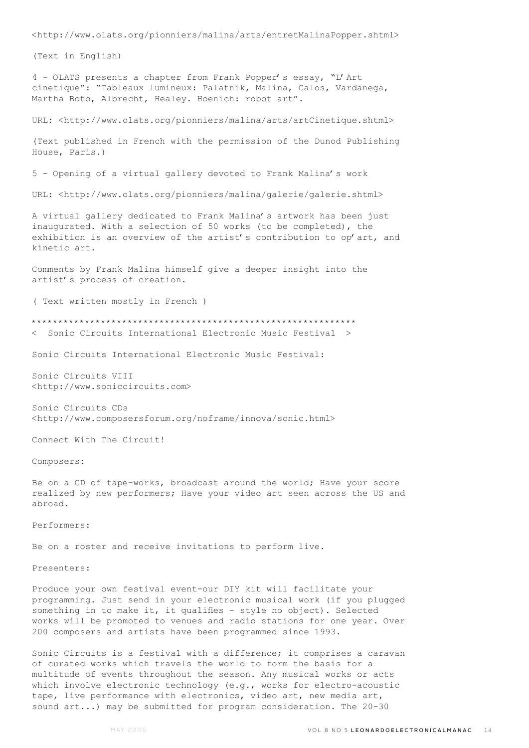<http://www.olats.org/pionniers/malina/arts/entretMalinaPopper.shtml>

(Text in English)

4 - OLATS presents a chapter from Frank Popper's essay, "L'Art cinetique": "Tableaux lumineux: Palatnik, Malina, Calos, Vardanega, Martha Boto, Albrecht, Healey. Hoenich: robot art".

URL: <http://www.olats.org/pionniers/malina/arts/artCinetique.shtml>

(Text published in French with the permission of the Dunod Publishing House, Paris.)

5 - Opening of a virtual gallery devoted to Frank Malina's work

URL: <http://www.olats.org/pionniers/malina/galerie/galerie.shtml>

A virtual gallery dedicated to Frank Malina's artwork has been just inaugurated. With a selection of 50 works (to be completed), the exhibition is an overview of the artist's contribution to op'art, and kinetic art.

Comments by Frank Malina himself give a deeper insight into the artist's process of creation.

( Text written mostly in French )

************************************************************

< Sonic Circuits International Electronic Music Festival >

Sonic Circuits International Electronic Music Festival:

Sonic Circuits VIII
<http://www.soniccircuits.com>

Sonic Circuits CDs
<http://www.composersforum.org/noframe/innova/sonic.html>

Connect With The Circuit!

Composers:

Be on a CD of tape-works, broadcast around the world; Have your score realized by new performers; Have your video art seen across the US and abroad.

Performers:

Be on a roster and receive invitations to perform live.

Presenters:

Produce your own festival event-our DIY kit will facilitate your programming. Just send in your electronic musical work (if you plugged something in to make it, it qualifies - style no object). Selected works will be promoted to venues and radio stations for one year. Over 200 composers and artists have been programmed since 1993.

Sonic Circuits is a festival with a difference; it comprises a caravan of curated works which travels the world to form the basis for a multitude of events throughout the season. Any musical works or acts which involve electronic technology (e.g., works for electro-acoustic tape, live performance with electronics, video art, new media art, sound art...) may be submitted for program consideration. The 20-30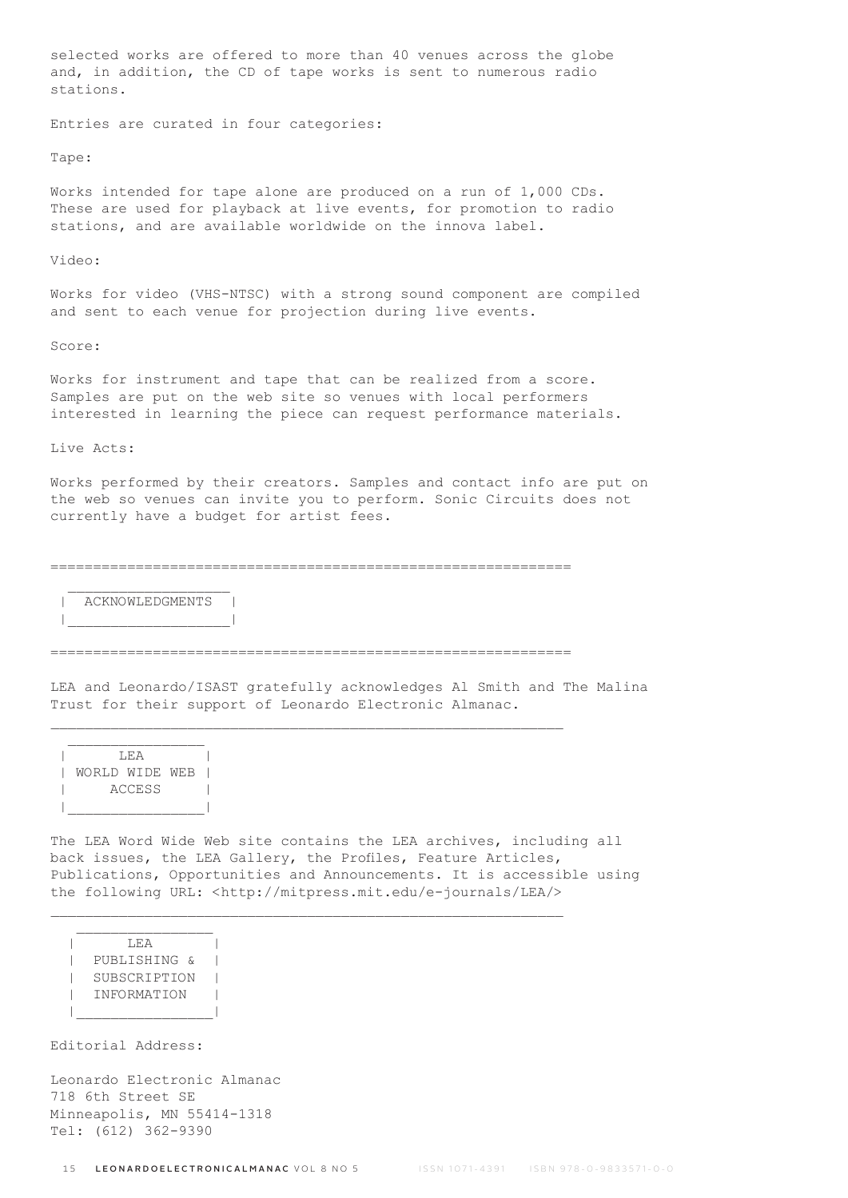selected works are offered to more than 40 venues across the globe and, in addition, the CD of tape works is sent to numerous radio stations.

Entries are curated in four categories:

Tape:

Works intended for tape alone are produced on a run of 1,000 CDs. These are used for playback at live events, for promotion to radio stations, and are available worldwide on the innova label.

Video:

Works for video (VHS-NTSC) with a strong sound component are compiled and sent to each venue for projection during live events.

Score:

Works for instrument and tape that can be realized from a score. Samples are put on the web site so venues with local performers interested in learning the piece can request performance materials.

Live Acts:

Works performed by their creators. Samples and contact info are put on the web so venues can invite you to perform. Sonic Circuits does not currently have a budget for artist fees.

## ACKNOWLEDGMENTS

LEA and Leonardo/ISAST gratefully acknowledges Al Smith and The Malina Trust for their support of Leonardo Electronic Almanac.

## LEA WORLD WIDE WEB ACCESS

The LEA Word Wide Web site contains the LEA archives, including all back issues, the LEA Gallery, the Profiles, Feature Articles, Publications, Opportunities and Announcements. It is accessible using the following URL: <http://mitpress.mit.edu/e-journals/LEA/>

## LEA PUBLISHING & SUBSCRIPTION INFORMATION

Editorial Address:

Leonardo Electronic Almanac
718 6th Street SE
Minneapolis, MN 55414-1318
Tel: (612) 362-9390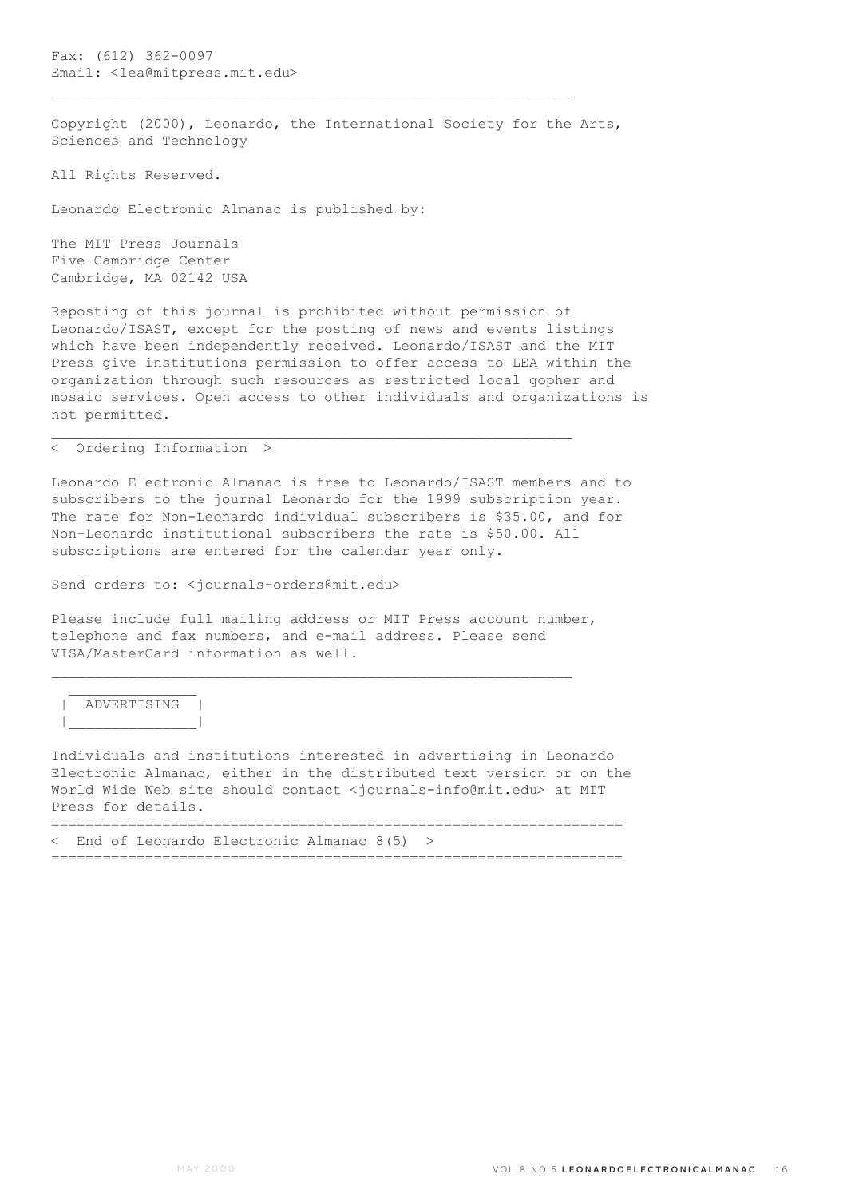Fax: (612) 362-0097
Email: <lea@mitpress.mit.edu>

---

Copyright (2000), Leonardo, the International Society for the Arts, Sciences and Technology

All Rights Reserved.

Leonardo Electronic Almanac is published by:

The MIT Press Journals
Five Cambridge Center
Cambridge, MA 02142 USA

Reposting of this journal is prohibited without permission of Leonardo/ISAST, except for the posting of news and events listings which have been independently received. Leonardo/ISAST and the MIT Press give institutions permission to offer access to LEA within the organization through such resources as restricted local gopher and mosaic services. Open access to other individuals and organizations is not permitted.

---

< Ordering Information >

Leonardo Electronic Almanac is free to Leonardo/ISAST members and to subscribers to the journal Leonardo for the 1999 subscription year. The rate for Non-Leonardo individual subscribers is $35.00, and for Non-Leonardo institutional subscribers the rate is $50.00. All subscriptions are entered for the calendar year only.

Send orders to: <journals-orders@mit.edu>

Please include full mailing address or MIT Press account number, telephone and fax numbers, and e-mail address. Please send VISA/MasterCard information as well.

---

## ADVERTISING

Individuals and institutions interested in advertising in Leonardo Electronic Almanac, either in the distributed text version or on the World Wide Web site should contact <journals-info@mit.edu> at MIT Press for details.

---

< End of Leonardo Electronic Almanac 8(5) >

---